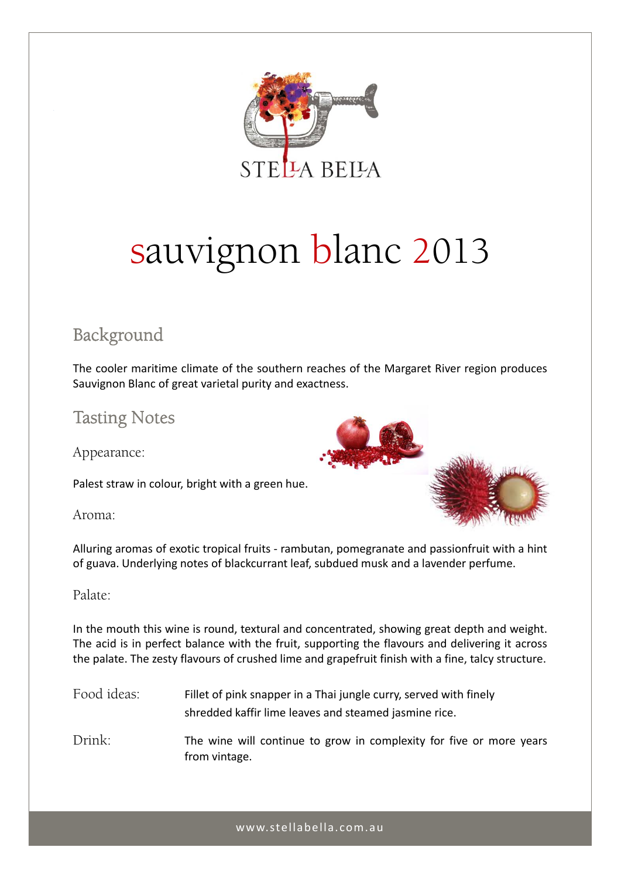STELLA BELLA

# sauvignon blanc 2013

## Background

The cooler maritime climate of the southern reaches of the Margaret River region produces Sauvignon Blanc of great varietal purity and exactness.

## Tasting Notes

### Appearance:

Palest straw in colour, bright with a green hue.

### Aroma:

Alluring aromas of exotic tropical fruits - rambutan, pomegranate and passionfruit with a hint of guava. Underlying notes of blackcurrant leaf, subdued musk and a lavender perfume.

### Palate:

In the mouth this wine is round, textural and concentrated, showing great depth and weight. The acid is in perfect balance with the fruit, supporting the flavours and delivering it across the palate. The zesty flavours of crushed lime and grapefruit finish with a fine, talcy structure.

**Food ideas:** Fillet of pink snapper in a Thai jungle curry, served with finely shredded kaffir lime leaves and steamed jasmine rice.

**Drink:** The wine will continue to grow in complexity for five or more years from vintage.

www.stellabella.com.au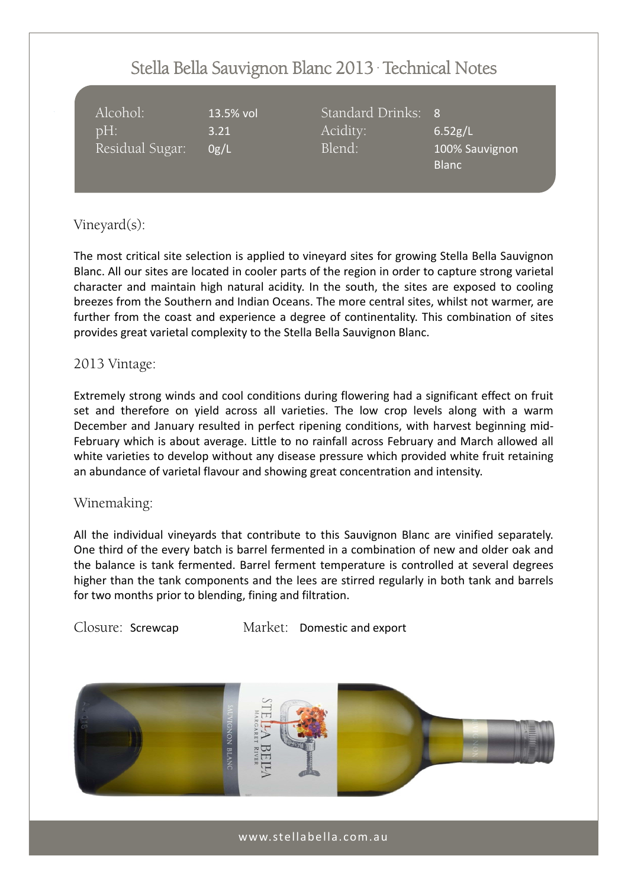# Stella Bella Sauvignon Blanc 2013 · Technical Notes

| | | | |
|---|---|---|---|
| Alcohol: | 13.5% vol | Standard Drinks: | 8 |
| pH: | 3.21 | Acidity: | 6.52g/L |
| Residual Sugar: | 0g/L | Blend: | 100% Sauvignon Blanc |

## Vineyard(s):

The most critical site selection is applied to vineyard sites for growing Stella Bella Sauvignon Blanc. All our sites are located in cooler parts of the region in order to capture strong varietal character and maintain high natural acidity. In the south, the sites are exposed to cooling breezes from the Southern and Indian Oceans. The more central sites, whilst not warmer, are further from the coast and experience a degree of continentality. This combination of sites provides great varietal complexity to the Stella Bella Sauvignon Blanc.

## 2013 Vintage:

Extremely strong winds and cool conditions during flowering had a significant effect on fruit set and therefore on yield across all varieties. The low crop levels along with a warm December and January resulted in perfect ripening conditions, with harvest beginning mid-February which is about average. Little to no rainfall across February and March allowed all white varieties to develop without any disease pressure which provided white fruit retaining an abundance of varietal flavour and showing great concentration and intensity.

## Winemaking:

All the individual vineyards that contribute to this Sauvignon Blanc are vinified separately. One third of the every batch is barrel fermented in a combination of new and older oak and the balance is tank fermented. Barrel ferment temperature is controlled at several degrees higher than the tank components and the lees are stirred regularly in both tank and barrels for two months prior to blending, fining and filtration.

Closure: Screwcap

Market: Domestic and export

www.stellabella.com.au